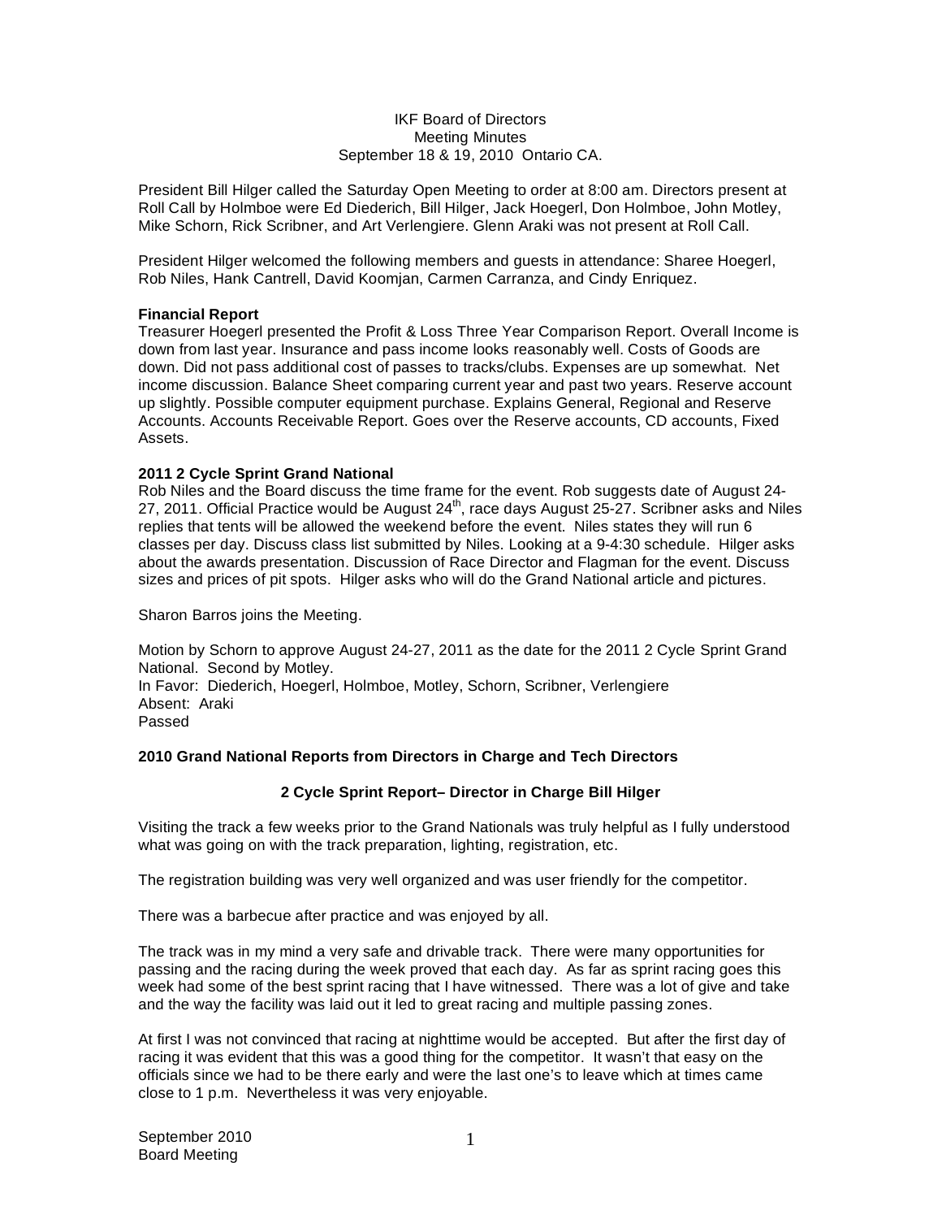IKF Board of Directors
Meeting Minutes
September 18 & 19, 2010 Ontario CA.

President Bill Hilger called the Saturday Open Meeting to order at 8:00 am. Directors present at Roll Call by Holmboe were Ed Diederich, Bill Hilger, Jack Hoegerl, Don Holmboe, John Motley, Mike Schorn, Rick Scribner, and Art Verlengiere. Glenn Araki was not present at Roll Call.

President Hilger welcomed the following members and guests in attendance: Sharee Hoegerl, Rob Niles, Hank Cantrell, David Koomjan, Carmen Carranza, and Cindy Enriquez.

**Financial Report**
Treasurer Hoegerl presented the Profit & Loss Three Year Comparison Report. Overall Income is down from last year. Insurance and pass income looks reasonably well. Costs of Goods are down. Did not pass additional cost of passes to tracks/clubs. Expenses are up somewhat. Net income discussion. Balance Sheet comparing current year and past two years. Reserve account up slightly. Possible computer equipment purchase. Explains General, Regional and Reserve Accounts. Accounts Receivable Report. Goes over the Reserve accounts, CD accounts, Fixed Assets.

**2011 2 Cycle Sprint Grand National**
Rob Niles and the Board discuss the time frame for the event. Rob suggests date of August 24-27, 2011. Official Practice would be August 24th, race days August 25-27. Scribner asks and Niles replies that tents will be allowed the weekend before the event. Niles states they will run 6 classes per day. Discuss class list submitted by Niles. Looking at a 9-4:30 schedule. Hilger asks about the awards presentation. Discussion of Race Director and Flagman for the event. Discuss sizes and prices of pit spots. Hilger asks who will do the Grand National article and pictures.

Sharon Barros joins the Meeting.

Motion by Schorn to approve August 24-27, 2011 as the date for the 2011 2 Cycle Sprint Grand National. Second by Motley.
In Favor: Diederich, Hoegerl, Holmboe, Motley, Schorn, Scribner, Verlengiere
Absent: Araki
Passed

**2010 Grand National Reports from Directors in Charge and Tech Directors**

**2 Cycle Sprint Report– Director in Charge Bill Hilger**

Visiting the track a few weeks prior to the Grand Nationals was truly helpful as I fully understood what was going on with the track preparation, lighting, registration, etc.

The registration building was very well organized and was user friendly for the competitor.

There was a barbecue after practice and was enjoyed by all.

The track was in my mind a very safe and drivable track. There were many opportunities for passing and the racing during the week proved that each day. As far as sprint racing goes this week had some of the best sprint racing that I have witnessed. There was a lot of give and take and the way the facility was laid out it led to great racing and multiple passing zones.

At first I was not convinced that racing at nighttime would be accepted. But after the first day of racing it was evident that this was a good thing for the competitor. It wasn't that easy on the officials since we had to be there early and were the last one's to leave which at times came close to 1 p.m. Nevertheless it was very enjoyable.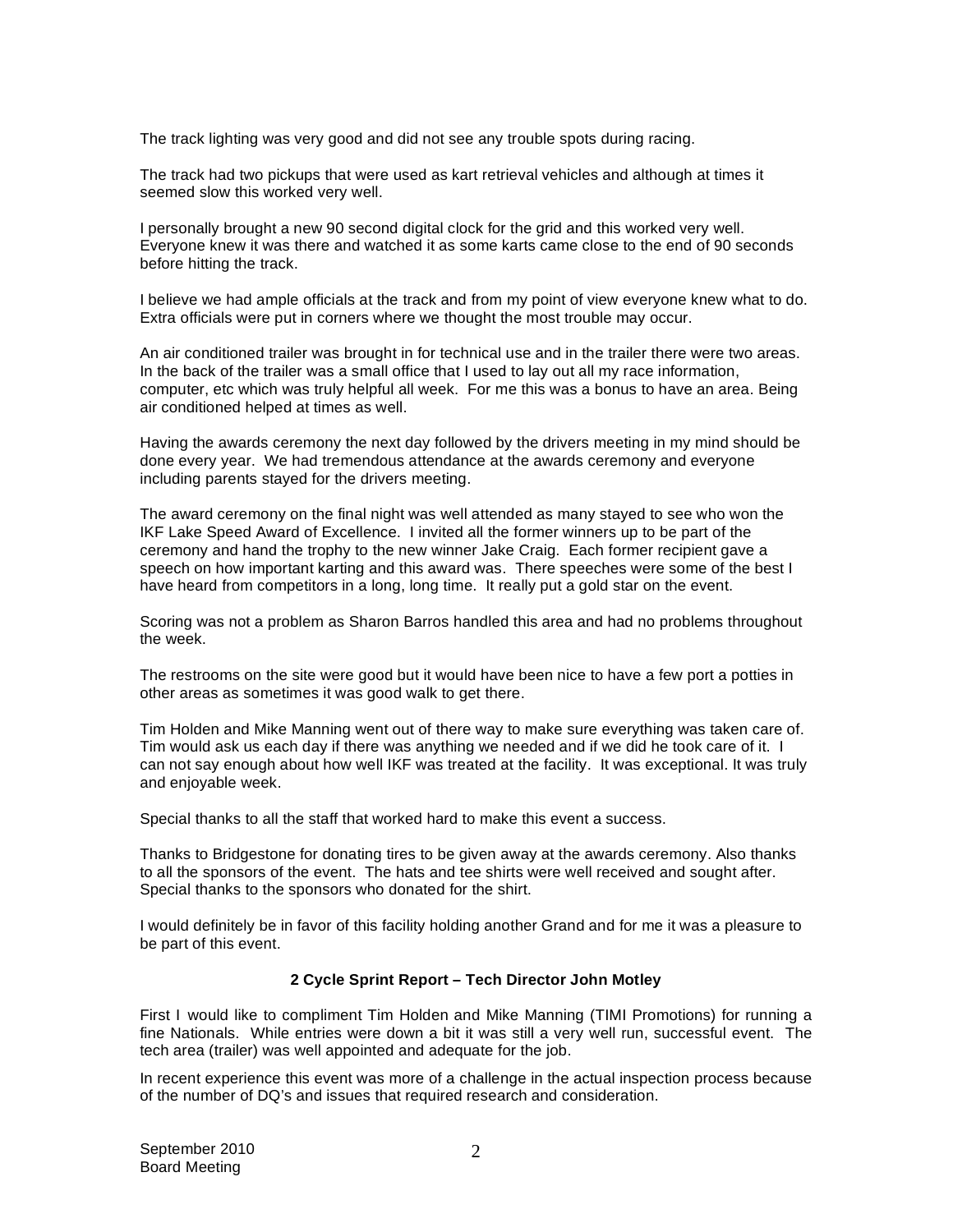The track lighting was very good and did not see any trouble spots during racing.

The track had two pickups that were used as kart retrieval vehicles and although at times it seemed slow this worked very well.

I personally brought a new 90 second digital clock for the grid and this worked very well. Everyone knew it was there and watched it as some karts came close to the end of 90 seconds before hitting the track.

I believe we had ample officials at the track and from my point of view everyone knew what to do. Extra officials were put in corners where we thought the most trouble may occur.

An air conditioned trailer was brought in for technical use and in the trailer there were two areas. In the back of the trailer was a small office that I used to lay out all my race information, computer, etc which was truly helpful all week. For me this was a bonus to have an area. Being air conditioned helped at times as well.

Having the awards ceremony the next day followed by the drivers meeting in my mind should be done every year. We had tremendous attendance at the awards ceremony and everyone including parents stayed for the drivers meeting.

The award ceremony on the final night was well attended as many stayed to see who won the IKF Lake Speed Award of Excellence. I invited all the former winners up to be part of the ceremony and hand the trophy to the new winner Jake Craig. Each former recipient gave a speech on how important karting and this award was. There speeches were some of the best I have heard from competitors in a long, long time. It really put a gold star on the event.

Scoring was not a problem as Sharon Barros handled this area and had no problems throughout the week.

The restrooms on the site were good but it would have been nice to have a few port a potties in other areas as sometimes it was good walk to get there.

Tim Holden and Mike Manning went out of there way to make sure everything was taken care of. Tim would ask us each day if there was anything we needed and if we did he took care of it. I can not say enough about how well IKF was treated at the facility. It was exceptional. It was truly and enjoyable week.

Special thanks to all the staff that worked hard to make this event a success.

Thanks to Bridgestone for donating tires to be given away at the awards ceremony. Also thanks to all the sponsors of the event. The hats and tee shirts were well received and sought after. Special thanks to the sponsors who donated for the shirt.

I would definitely be in favor of this facility holding another Grand and for me it was a pleasure to be part of this event.

**2 Cycle Sprint Report – Tech Director John Motley**

First I would like to compliment Tim Holden and Mike Manning (TIMI Promotions) for running a fine Nationals. While entries were down a bit it was still a very well run, successful event. The tech area (trailer) was well appointed and adequate for the job.

In recent experience this event was more of a challenge in the actual inspection process because of the number of DQ's and issues that required research and consideration.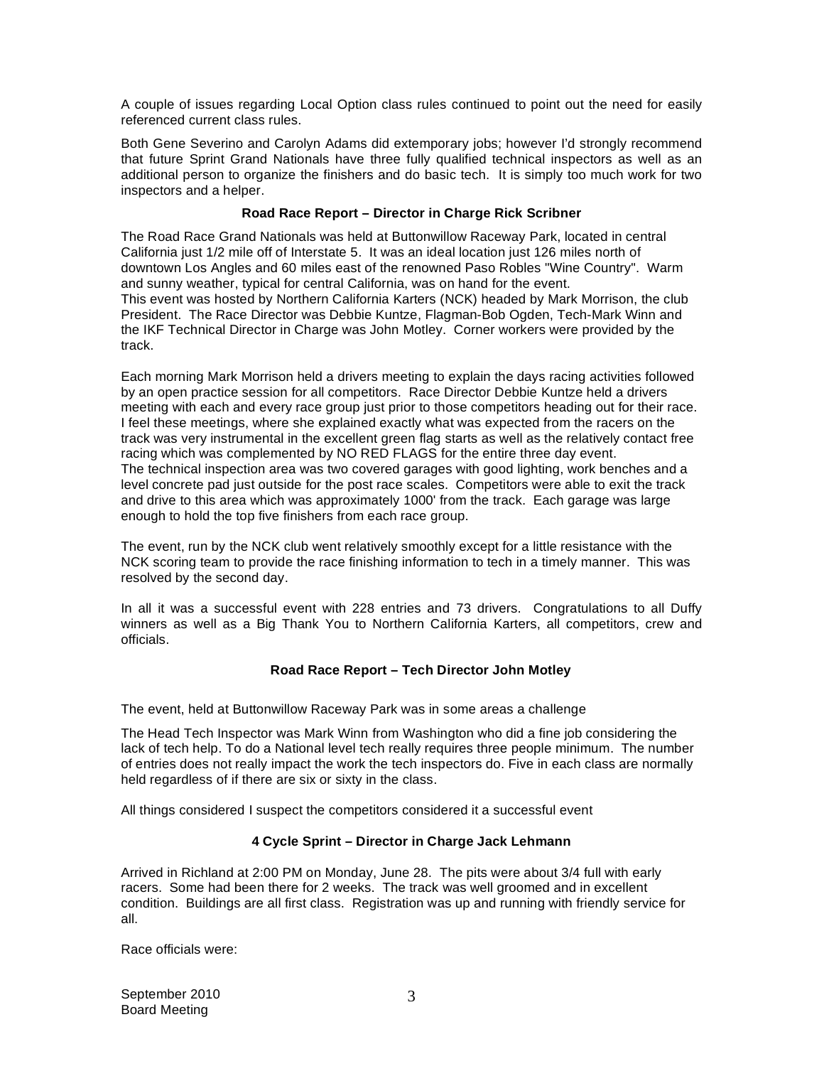A couple of issues regarding Local Option class rules continued to point out the need for easily referenced current class rules.

Both Gene Severino and Carolyn Adams did extemporary jobs; however I'd strongly recommend that future Sprint Grand Nationals have three fully qualified technical inspectors as well as an additional person to organize the finishers and do basic tech. It is simply too much work for two inspectors and a helper.

### Road Race Report – Director in Charge Rick Scribner

The Road Race Grand Nationals was held at Buttonwillow Raceway Park, located in central California just 1/2 mile off of Interstate 5. It was an ideal location just 126 miles north of downtown Los Angles and 60 miles east of the renowned Paso Robles "Wine Country". Warm and sunny weather, typical for central California, was on hand for the event.
This event was hosted by Northern California Karters (NCK) headed by Mark Morrison, the club President. The Race Director was Debbie Kuntze, Flagman-Bob Ogden, Tech-Mark Winn and the IKF Technical Director in Charge was John Motley. Corner workers were provided by the track.

Each morning Mark Morrison held a drivers meeting to explain the days racing activities followed by an open practice session for all competitors. Race Director Debbie Kuntze held a drivers meeting with each and every race group just prior to those competitors heading out for their race. I feel these meetings, where she explained exactly what was expected from the racers on the track was very instrumental in the excellent green flag starts as well as the relatively contact free racing which was complemented by NO RED FLAGS for the entire three day event.
The technical inspection area was two covered garages with good lighting, work benches and a level concrete pad just outside for the post race scales. Competitors were able to exit the track and drive to this area which was approximately 1000' from the track. Each garage was large enough to hold the top five finishers from each race group.

The event, run by the NCK club went relatively smoothly except for a little resistance with the NCK scoring team to provide the race finishing information to tech in a timely manner. This was resolved by the second day.

In all it was a successful event with 228 entries and 73 drivers. Congratulations to all Duffy winners as well as a Big Thank You to Northern California Karters, all competitors, crew and officials.

### Road Race Report – Tech Director John Motley

The event, held at Buttonwillow Raceway Park was in some areas a challenge

The Head Tech Inspector was Mark Winn from Washington who did a fine job considering the lack of tech help. To do a National level tech really requires three people minimum. The number of entries does not really impact the work the tech inspectors do. Five in each class are normally held regardless of if there are six or sixty in the class.

All things considered I suspect the competitors considered it a successful event

### 4 Cycle Sprint – Director in Charge Jack Lehmann

Arrived in Richland at 2:00 PM on Monday, June 28. The pits were about 3/4 full with early racers. Some had been there for 2 weeks. The track was well groomed and in excellent condition. Buildings are all first class. Registration was up and running with friendly service for all.

Race officials were: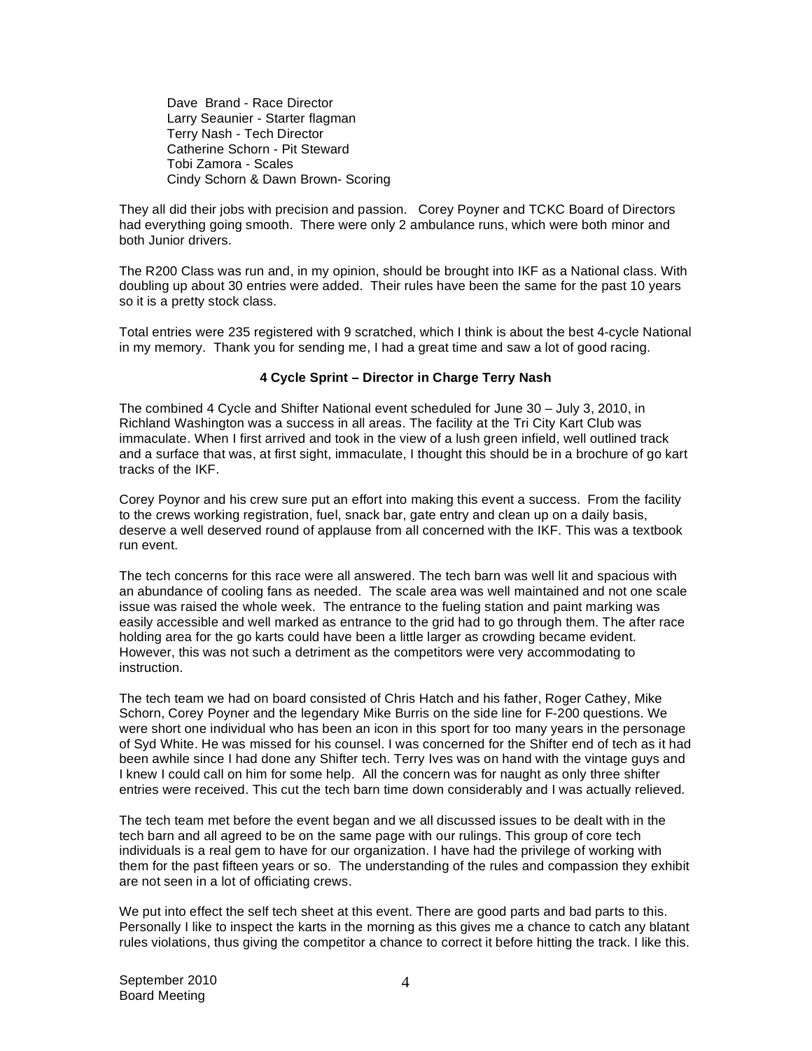Dave Brand - Race Director
Larry Seaunier - Starter flagman
Terry Nash - Tech Director
Catherine Schorn - Pit Steward
Tobi Zamora - Scales
Cindy Schorn & Dawn Brown- Scoring

They all did their jobs with precision and passion. Corey Poyner and TCKC Board of Directors had everything going smooth. There were only 2 ambulance runs, which were both minor and both Junior drivers.

The R200 Class was run and, in my opinion, should be brought into IKF as a National class. With doubling up about 30 entries were added. Their rules have been the same for the past 10 years so it is a pretty stock class.

Total entries were 235 registered with 9 scratched, which I think is about the best 4-cycle National in my memory. Thank you for sending me, I had a great time and saw a lot of good racing.

**4 Cycle Sprint – Director in Charge Terry Nash**

The combined 4 Cycle and Shifter National event scheduled for June 30 – July 3, 2010, in Richland Washington was a success in all areas. The facility at the Tri City Kart Club was immaculate. When I first arrived and took in the view of a lush green infield, well outlined track and a surface that was, at first sight, immaculate, I thought this should be in a brochure of go kart tracks of the IKF.

Corey Poynor and his crew sure put an effort into making this event a success. From the facility to the crews working registration, fuel, snack bar, gate entry and clean up on a daily basis, deserve a well deserved round of applause from all concerned with the IKF. This was a textbook run event.

The tech concerns for this race were all answered. The tech barn was well lit and spacious with an abundance of cooling fans as needed. The scale area was well maintained and not one scale issue was raised the whole week. The entrance to the fueling station and paint marking was easily accessible and well marked as entrance to the grid had to go through them. The after race holding area for the go karts could have been a little larger as crowding became evident. However, this was not such a detriment as the competitors were very accommodating to instruction.

The tech team we had on board consisted of Chris Hatch and his father, Roger Cathey, Mike Schorn, Corey Poyner and the legendary Mike Burris on the side line for F-200 questions. We were short one individual who has been an icon in this sport for too many years in the personage of Syd White. He was missed for his counsel. I was concerned for the Shifter end of tech as it had been awhile since I had done any Shifter tech. Terry Ives was on hand with the vintage guys and I knew I could call on him for some help. All the concern was for naught as only three shifter entries were received. This cut the tech barn time down considerably and I was actually relieved.

The tech team met before the event began and we all discussed issues to be dealt with in the tech barn and all agreed to be on the same page with our rulings. This group of core tech individuals is a real gem to have for our organization. I have had the privilege of working with them for the past fifteen years or so. The understanding of the rules and compassion they exhibit are not seen in a lot of officiating crews.

We put into effect the self tech sheet at this event. There are good parts and bad parts to this. Personally I like to inspect the karts in the morning as this gives me a chance to catch any blatant rules violations, thus giving the competitor a chance to correct it before hitting the track. I like this.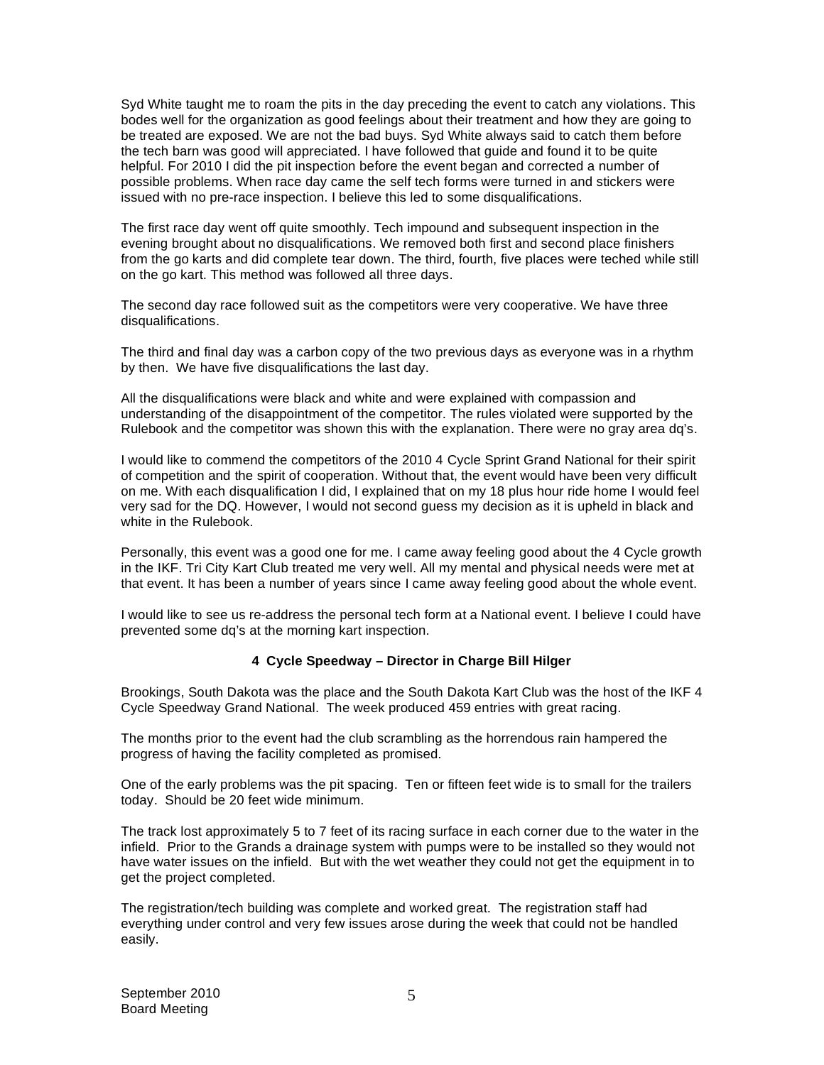Syd White taught me to roam the pits in the day preceding the event to catch any violations. This bodes well for the organization as good feelings about their treatment and how they are going to be treated are exposed. We are not the bad buys. Syd White always said to catch them before the tech barn was good will appreciated. I have followed that guide and found it to be quite helpful. For 2010 I did the pit inspection before the event began and corrected a number of possible problems. When race day came the self tech forms were turned in and stickers were issued with no pre-race inspection. I believe this led to some disqualifications.

The first race day went off quite smoothly. Tech impound and subsequent inspection in the evening brought about no disqualifications. We removed both first and second place finishers from the go karts and did complete tear down. The third, fourth, five places were teched while still on the go kart. This method was followed all three days.

The second day race followed suit as the competitors were very cooperative. We have three disqualifications.

The third and final day was a carbon copy of the two previous days as everyone was in a rhythm by then. We have five disqualifications the last day.

All the disqualifications were black and white and were explained with compassion and understanding of the disappointment of the competitor. The rules violated were supported by the Rulebook and the competitor was shown this with the explanation. There were no gray area dq's.

I would like to commend the competitors of the 2010 4 Cycle Sprint Grand National for their spirit of competition and the spirit of cooperation. Without that, the event would have been very difficult on me. With each disqualification I did, I explained that on my 18 plus hour ride home I would feel very sad for the DQ. However, I would not second guess my decision as it is upheld in black and white in the Rulebook.

Personally, this event was a good one for me. I came away feeling good about the 4 Cycle growth in the IKF. Tri City Kart Club treated me very well. All my mental and physical needs were met at that event. It has been a number of years since I came away feeling good about the whole event.

I would like to see us re-address the personal tech form at a National event. I believe I could have prevented some dq's at the morning kart inspection.

### 4 Cycle Speedway – Director in Charge Bill Hilger

Brookings, South Dakota was the place and the South Dakota Kart Club was the host of the IKF 4 Cycle Speedway Grand National. The week produced 459 entries with great racing.

The months prior to the event had the club scrambling as the horrendous rain hampered the progress of having the facility completed as promised.

One of the early problems was the pit spacing. Ten or fifteen feet wide is to small for the trailers today. Should be 20 feet wide minimum.

The track lost approximately 5 to 7 feet of its racing surface in each corner due to the water in the infield. Prior to the Grands a drainage system with pumps were to be installed so they would not have water issues on the infield. But with the wet weather they could not get the equipment in to get the project completed.

The registration/tech building was complete and worked great. The registration staff had everything under control and very few issues arose during the week that could not be handled easily.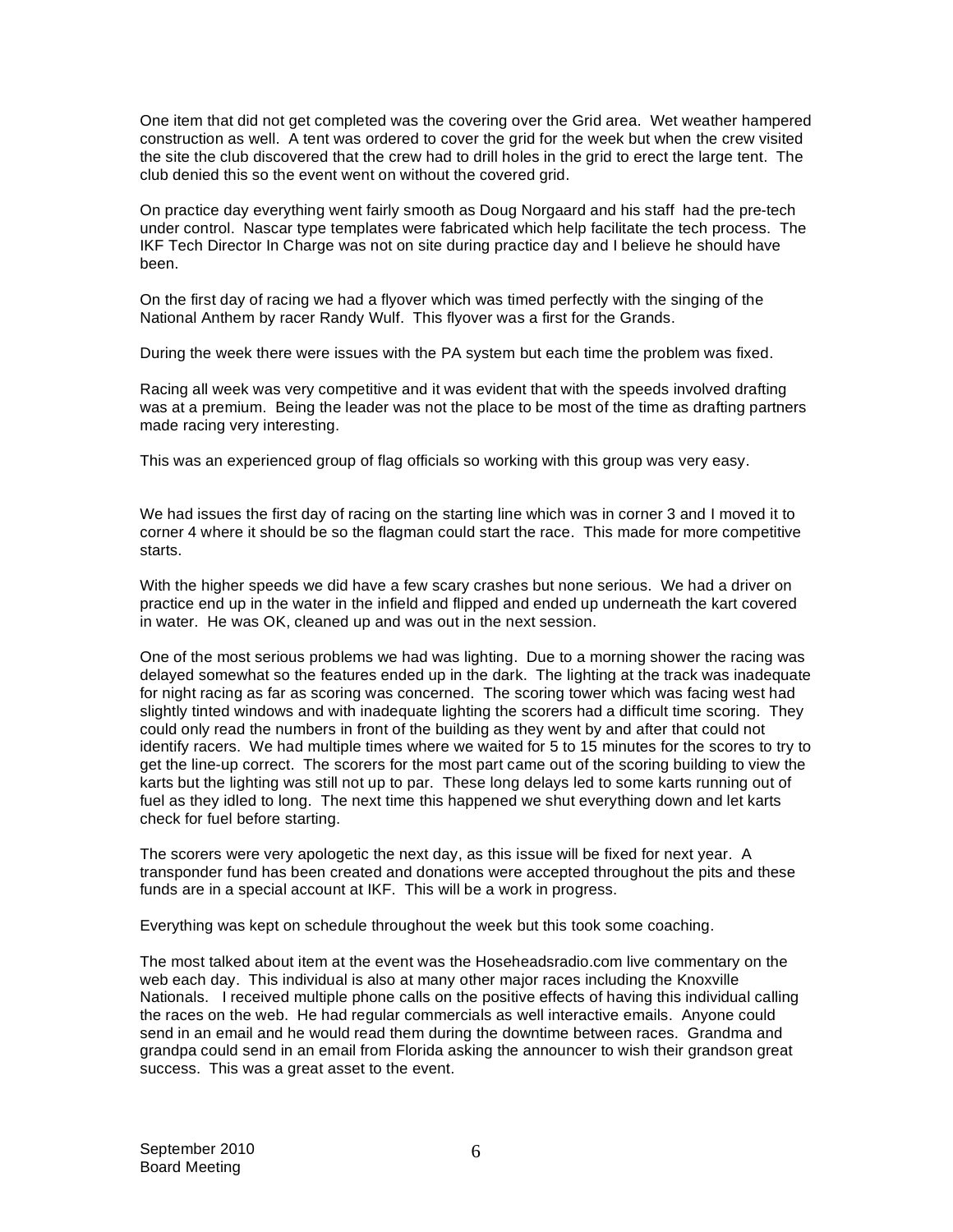One item that did not get completed was the covering over the Grid area. Wet weather hampered construction as well. A tent was ordered to cover the grid for the week but when the crew visited the site the club discovered that the crew had to drill holes in the grid to erect the large tent. The club denied this so the event went on without the covered grid.

On practice day everything went fairly smooth as Doug Norgaard and his staff had the pre-tech under control. Nascar type templates were fabricated which help facilitate the tech process. The IKF Tech Director In Charge was not on site during practice day and I believe he should have been.

On the first day of racing we had a flyover which was timed perfectly with the singing of the National Anthem by racer Randy Wulf. This flyover was a first for the Grands.

During the week there were issues with the PA system but each time the problem was fixed.

Racing all week was very competitive and it was evident that with the speeds involved drafting was at a premium. Being the leader was not the place to be most of the time as drafting partners made racing very interesting.

This was an experienced group of flag officials so working with this group was very easy.

We had issues the first day of racing on the starting line which was in corner 3 and I moved it to corner 4 where it should be so the flagman could start the race. This made for more competitive starts.

With the higher speeds we did have a few scary crashes but none serious. We had a driver on practice end up in the water in the infield and flipped and ended up underneath the kart covered in water. He was OK, cleaned up and was out in the next session.

One of the most serious problems we had was lighting. Due to a morning shower the racing was delayed somewhat so the features ended up in the dark. The lighting at the track was inadequate for night racing as far as scoring was concerned. The scoring tower which was facing west had slightly tinted windows and with inadequate lighting the scorers had a difficult time scoring. They could only read the numbers in front of the building as they went by and after that could not identify racers. We had multiple times where we waited for 5 to 15 minutes for the scores to try to get the line-up correct. The scorers for the most part came out of the scoring building to view the karts but the lighting was still not up to par. These long delays led to some karts running out of fuel as they idled to long. The next time this happened we shut everything down and let karts check for fuel before starting.

The scorers were very apologetic the next day, as this issue will be fixed for next year. A transponder fund has been created and donations were accepted throughout the pits and these funds are in a special account at IKF. This will be a work in progress.

Everything was kept on schedule throughout the week but this took some coaching.

The most talked about item at the event was the Hoseheadsradio.com live commentary on the web each day. This individual is also at many other major races including the Knoxville Nationals. I received multiple phone calls on the positive effects of having this individual calling the races on the web. He had regular commercials as well interactive emails. Anyone could send in an email and he would read them during the downtime between races. Grandma and grandpa could send in an email from Florida asking the announcer to wish their grandson great success. This was a great asset to the event.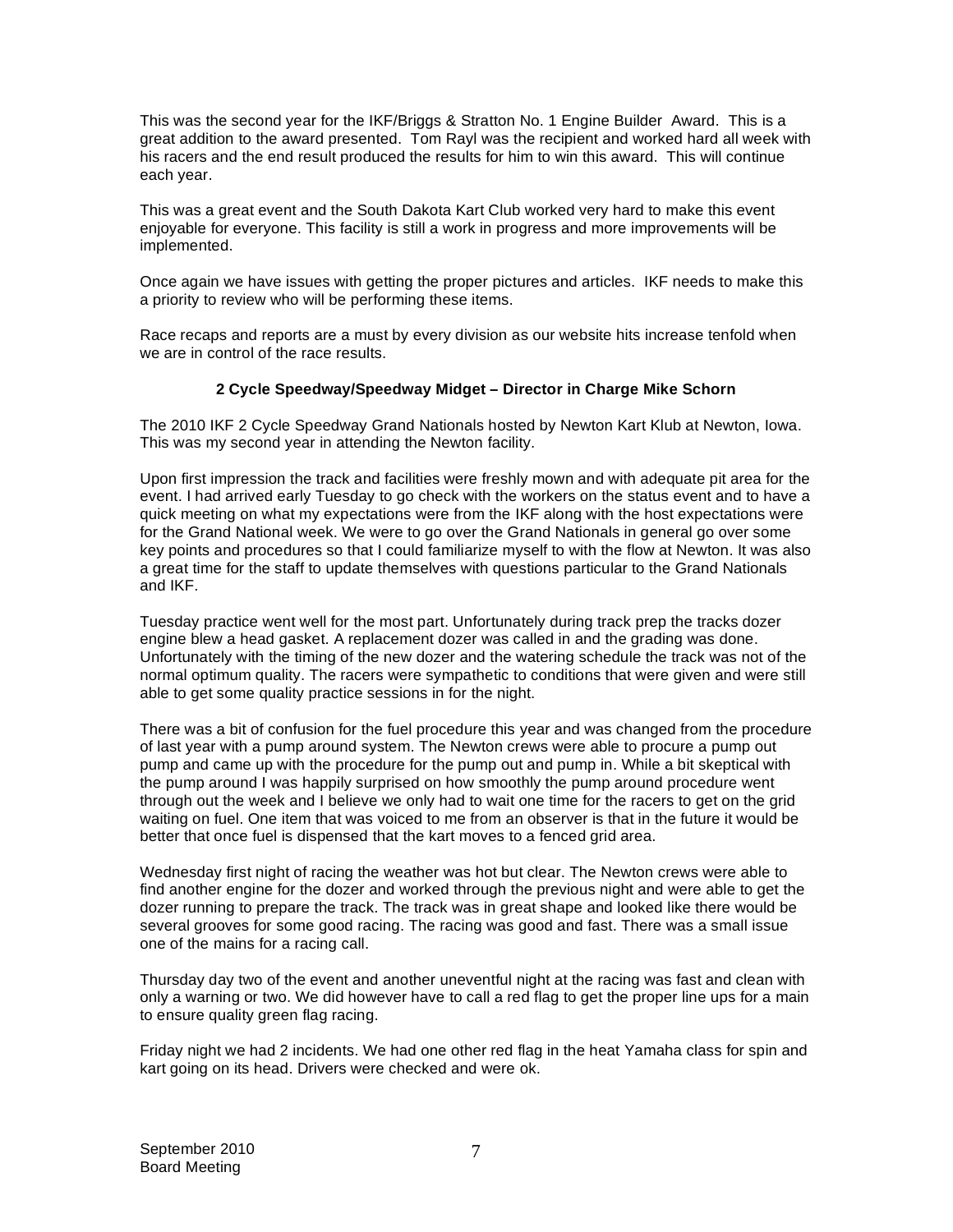This was the second year for the IKF/Briggs & Stratton No. 1 Engine Builder Award. This is a great addition to the award presented. Tom Rayl was the recipient and worked hard all week with his racers and the end result produced the results for him to win this award. This will continue each year.

This was a great event and the South Dakota Kart Club worked very hard to make this event enjoyable for everyone. This facility is still a work in progress and more improvements will be implemented.

Once again we have issues with getting the proper pictures and articles. IKF needs to make this a priority to review who will be performing these items.

Race recaps and reports are a must by every division as our website hits increase tenfold when we are in control of the race results.

**2 Cycle Speedway/Speedway Midget – Director in Charge Mike Schorn**

The 2010 IKF 2 Cycle Speedway Grand Nationals hosted by Newton Kart Klub at Newton, Iowa. This was my second year in attending the Newton facility.

Upon first impression the track and facilities were freshly mown and with adequate pit area for the event. I had arrived early Tuesday to go check with the workers on the status event and to have a quick meeting on what my expectations were from the IKF along with the host expectations were for the Grand National week. We were to go over the Grand Nationals in general go over some key points and procedures so that I could familiarize myself to with the flow at Newton. It was also a great time for the staff to update themselves with questions particular to the Grand Nationals and IKF.

Tuesday practice went well for the most part. Unfortunately during track prep the tracks dozer engine blew a head gasket. A replacement dozer was called in and the grading was done. Unfortunately with the timing of the new dozer and the watering schedule the track was not of the normal optimum quality. The racers were sympathetic to conditions that were given and were still able to get some quality practice sessions in for the night.

There was a bit of confusion for the fuel procedure this year and was changed from the procedure of last year with a pump around system. The Newton crews were able to procure a pump out pump and came up with the procedure for the pump out and pump in. While a bit skeptical with the pump around I was happily surprised on how smoothly the pump around procedure went through out the week and I believe we only had to wait one time for the racers to get on the grid waiting on fuel. One item that was voiced to me from an observer is that in the future it would be better that once fuel is dispensed that the kart moves to a fenced grid area.

Wednesday first night of racing the weather was hot but clear. The Newton crews were able to find another engine for the dozer and worked through the previous night and were able to get the dozer running to prepare the track. The track was in great shape and looked like there would be several grooves for some good racing. The racing was good and fast. There was a small issue one of the mains for a racing call.

Thursday day two of the event and another uneventful night at the racing was fast and clean with only a warning or two. We did however have to call a red flag to get the proper line ups for a main to ensure quality green flag racing.

Friday night we had 2 incidents. We had one other red flag in the heat Yamaha class for spin and kart going on its head. Drivers were checked and were ok.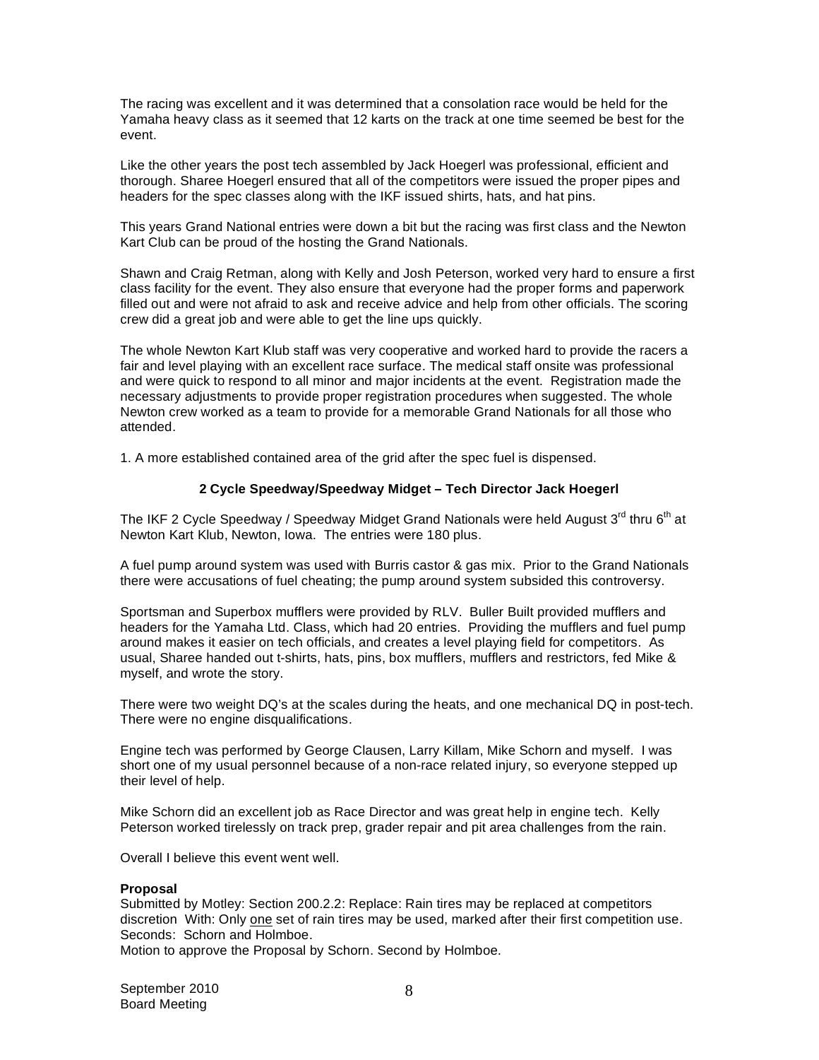The racing was excellent and it was determined that a consolation race would be held for the Yamaha heavy class as it seemed that 12 karts on the track at one time seemed be best for the event.

Like the other years the post tech assembled by Jack Hoegerl was professional, efficient and thorough. Sharee Hoegerl ensured that all of the competitors were issued the proper pipes and headers for the spec classes along with the IKF issued shirts, hats, and hat pins.

This years Grand National entries were down a bit but the racing was first class and the Newton Kart Club can be proud of the hosting the Grand Nationals.

Shawn and Craig Retman, along with Kelly and Josh Peterson, worked very hard to ensure a first class facility for the event. They also ensure that everyone had the proper forms and paperwork filled out and were not afraid to ask and receive advice and help from other officials. The scoring crew did a great job and were able to get the line ups quickly.

The whole Newton Kart Klub staff was very cooperative and worked hard to provide the racers a fair and level playing with an excellent race surface. The medical staff onsite was professional and were quick to respond to all minor and major incidents at the event. Registration made the necessary adjustments to provide proper registration procedures when suggested. The whole Newton crew worked as a team to provide for a memorable Grand Nationals for all those who attended.

1. A more established contained area of the grid after the spec fuel is dispensed.

**2 Cycle Speedway/Speedway Midget – Tech Director Jack Hoegerl**

The IKF 2 Cycle Speedway / Speedway Midget Grand Nationals were held August 3rd thru 6th at Newton Kart Klub, Newton, Iowa. The entries were 180 plus.

A fuel pump around system was used with Burris castor & gas mix. Prior to the Grand Nationals there were accusations of fuel cheating; the pump around system subsided this controversy.

Sportsman and Superbox mufflers were provided by RLV. Buller Built provided mufflers and headers for the Yamaha Ltd. Class, which had 20 entries. Providing the mufflers and fuel pump around makes it easier on tech officials, and creates a level playing field for competitors. As usual, Sharee handed out t-shirts, hats, pins, box mufflers, mufflers and restrictors, fed Mike & myself, and wrote the story.

There were two weight DQ's at the scales during the heats, and one mechanical DQ in post-tech. There were no engine disqualifications.

Engine tech was performed by George Clausen, Larry Killam, Mike Schorn and myself. I was short one of my usual personnel because of a non-race related injury, so everyone stepped up their level of help.

Mike Schorn did an excellent job as Race Director and was great help in engine tech. Kelly Peterson worked tirelessly on track prep, grader repair and pit area challenges from the rain.

Overall I believe this event went well.

**Proposal**
Submitted by Motley: Section 200.2.2: Replace: Rain tires may be replaced at competitors discretion With: Only <u>one</u> set of rain tires may be used, marked after their first competition use.
Seconds: Schorn and Holmboe.
Motion to approve the Proposal by Schorn. Second by Holmboe.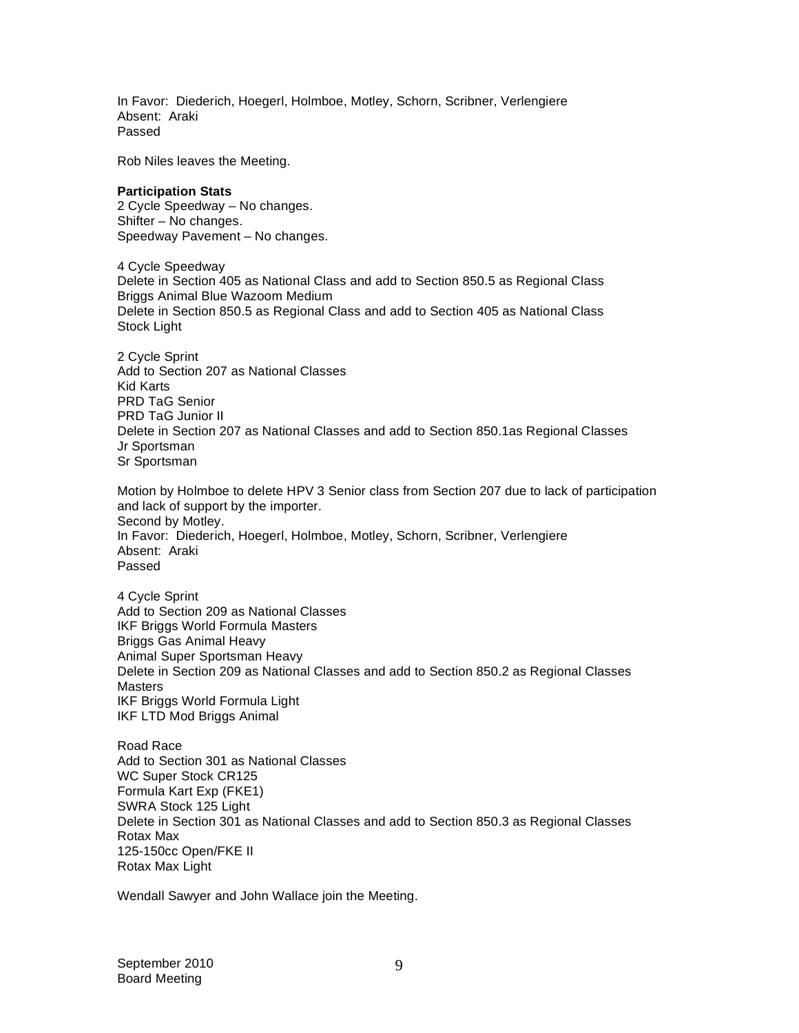In Favor: Diederich, Hoegerl, Holmboe, Motley, Schorn, Scribner, Verlengiere
Absent: Araki
Passed

Rob Niles leaves the Meeting.

**Participation Stats**
2 Cycle Speedway – No changes.
Shifter – No changes.
Speedway Pavement – No changes.

4 Cycle Speedway
Delete in Section 405 as National Class and add to Section 850.5 as Regional Class
Briggs Animal Blue Wazoom Medium
Delete in Section 850.5 as Regional Class and add to Section 405 as National Class
Stock Light

2 Cycle Sprint
Add to Section 207 as National Classes
Kid Karts
PRD TaG Senior
PRD TaG Junior II
Delete in Section 207 as National Classes and add to Section 850.1as Regional Classes
Jr Sportsman
Sr Sportsman

Motion by Holmboe to delete HPV 3 Senior class from Section 207 due to lack of participation and lack of support by the importer.
Second by Motley.
In Favor: Diederich, Hoegerl, Holmboe, Motley, Schorn, Scribner, Verlengiere
Absent: Araki
Passed

4 Cycle Sprint
Add to Section 209 as National Classes
IKF Briggs World Formula Masters
Briggs Gas Animal Heavy
Animal Super Sportsman Heavy
Delete in Section 209 as National Classes and add to Section 850.2 as Regional Classes
Masters
IKF Briggs World Formula Light
IKF LTD Mod Briggs Animal

Road Race
Add to Section 301 as National Classes
WC Super Stock CR125
Formula Kart Exp (FKE1)
SWRA Stock 125 Light
Delete in Section 301 as National Classes and add to Section 850.3 as Regional Classes
Rotax Max
125-150cc Open/FKE II
Rotax Max Light

Wendall Sawyer and John Wallace join the Meeting.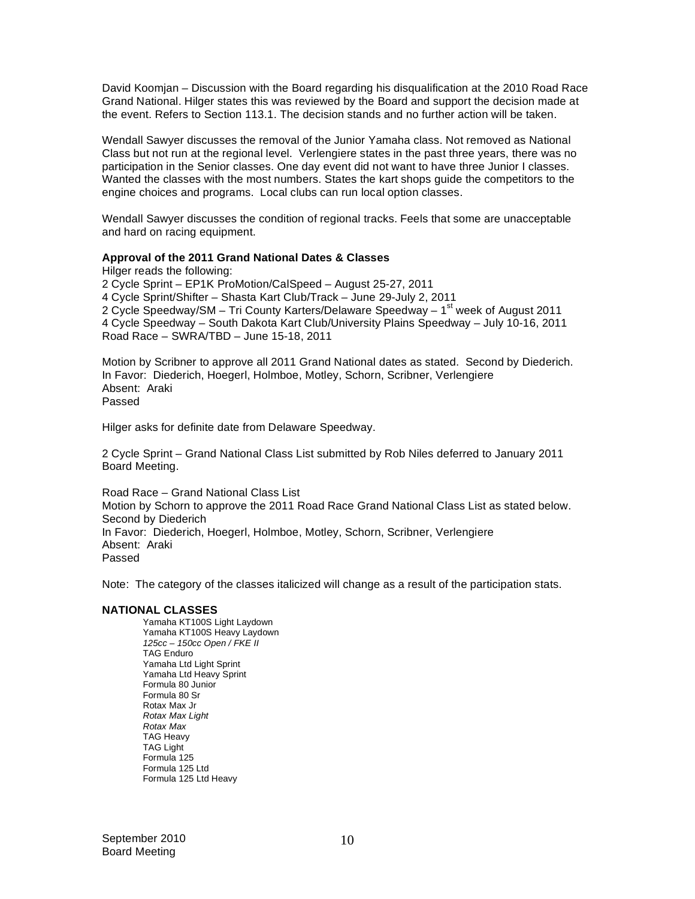David Koomjan – Discussion with the Board regarding his disqualification at the 2010 Road Race Grand National. Hilger states this was reviewed by the Board and support the decision made at the event. Refers to Section 113.1. The decision stands and no further action will be taken.

Wendall Sawyer discusses the removal of the Junior Yamaha class. Not removed as National Class but not run at the regional level. Verlengiere states in the past three years, there was no participation in the Senior classes. One day event did not want to have three Junior I classes. Wanted the classes with the most numbers. States the kart shops guide the competitors to the engine choices and programs. Local clubs can run local option classes.

Wendall Sawyer discusses the condition of regional tracks. Feels that some are unacceptable and hard on racing equipment.

**Approval of the 2011 Grand National Dates & Classes**

Hilger reads the following:
2 Cycle Sprint – EP1K ProMotion/CalSpeed – August 25-27, 2011
4 Cycle Sprint/Shifter – Shasta Kart Club/Track – June 29-July 2, 2011
2 Cycle Speedway/SM – Tri County Karters/Delaware Speedway – 1st week of August 2011
4 Cycle Speedway – South Dakota Kart Club/University Plains Speedway – July 10-16, 2011
Road Race – SWRA/TBD – June 15-18, 2011

Motion by Scribner to approve all 2011 Grand National dates as stated. Second by Diederich.
In Favor: Diederich, Hoegerl, Holmboe, Motley, Schorn, Scribner, Verlengiere
Absent: Araki
Passed

Hilger asks for definite date from Delaware Speedway.

2 Cycle Sprint – Grand National Class List submitted by Rob Niles deferred to January 2011 Board Meeting.

Road Race – Grand National Class List
Motion by Schorn to approve the 2011 Road Race Grand National Class List as stated below.
Second by Diederich
In Favor: Diederich, Hoegerl, Holmboe, Motley, Schorn, Scribner, Verlengiere
Absent: Araki
Passed

Note: The category of the classes italicized will change as a result of the participation stats.

**NATIONAL CLASSES**

Yamaha KT100S Light Laydown
Yamaha KT100S Heavy Laydown
*125cc – 150cc Open / FKE II*
TAG Enduro
Yamaha Ltd Light Sprint
Yamaha Ltd Heavy Sprint
Formula 80 Junior
Formula 80 Sr
Rotax Max Jr
*Rotax Max Light*
*Rotax Max*
TAG Heavy
TAG Light
Formula 125
Formula 125 Ltd
Formula 125 Ltd Heavy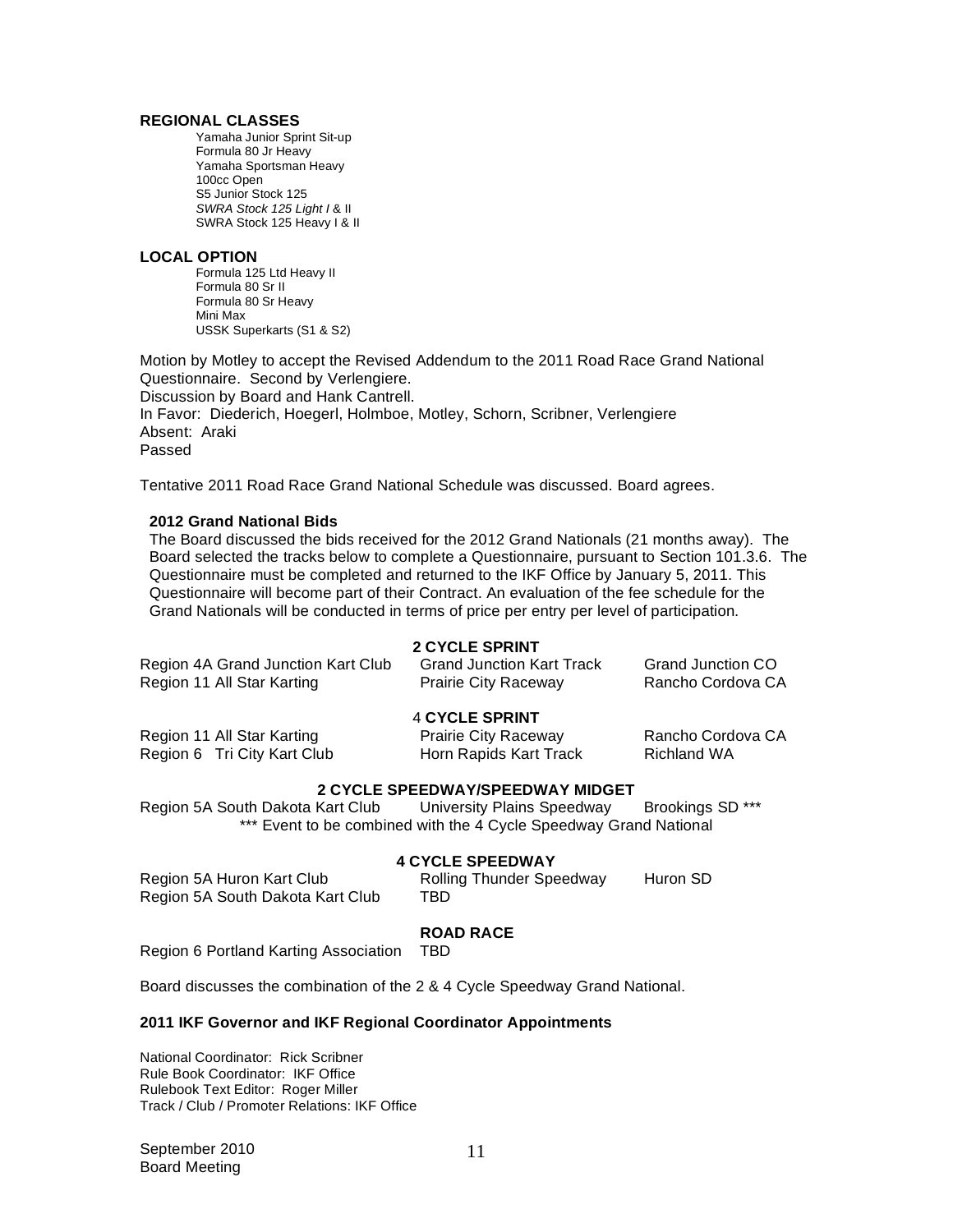### REGIONAL CLASSES

Yamaha Junior Sprint Sit-up
Formula 80 Jr Heavy
Yamaha Sportsman Heavy
100cc Open
S5 Junior Stock 125
*SWRA Stock 125 Light I* & II
SWRA Stock 125 Heavy I & II

### LOCAL OPTION

Formula 125 Ltd Heavy II
Formula 80 Sr II
Formula 80 Sr Heavy
Mini Max
USSK Superkarts (S1 & S2)

Motion by Motley to accept the Revised Addendum to the 2011 Road Race Grand National Questionnaire. Second by Verlengiere.
Discussion by Board and Hank Cantrell.
In Favor: Diederich, Hoegerl, Holmboe, Motley, Schorn, Scribner, Verlengiere
Absent: Araki
Passed

Tentative 2011 Road Race Grand National Schedule was discussed. Board agrees.

### 2012 Grand National Bids

The Board discussed the bids received for the 2012 Grand Nationals (21 months away). The Board selected the tracks below to complete a Questionnaire, pursuant to Section 101.3.6. The Questionnaire must be completed and returned to the IKF Office by January 5, 2011. This Questionnaire will become part of their Contract. An evaluation of the fee schedule for the Grand Nationals will be conducted in terms of price per entry per level of participation.

**2 CYCLE SPRINT**

| | | |
|---|---|---|
| Region 4A Grand Junction Kart Club | Grand Junction Kart Track | Grand Junction CO |
| Region 11 All Star Karting | Prairie City Raceway | Rancho Cordova CA |

4 **CYCLE SPRINT**

| | | |
|---|---|---|
| Region 11 All Star Karting | Prairie City Raceway | Rancho Cordova CA |
| Region 6 Tri City Kart Club | Horn Rapids Kart Track | Richland WA |

**2 CYCLE SPEEDWAY/SPEEDWAY MIDGET**

| | | |
|---|---|---|
| Region 5A South Dakota Kart Club | University Plains Speedway | Brookings SD *** |

*** Event to be combined with the 4 Cycle Speedway Grand National

**4 CYCLE SPEEDWAY**

| | | |
|---|---|---|
| Region 5A Huron Kart Club | Rolling Thunder Speedway | Huron SD |
| Region 5A South Dakota Kart Club | TBD | |

**ROAD RACE**

| | |
|---|---|
| Region 6 Portland Karting Association | TBD |

Board discusses the combination of the 2 & 4 Cycle Speedway Grand National.

### 2011 IKF Governor and IKF Regional Coordinator Appointments

National Coordinator: Rick Scribner
Rule Book Coordinator: IKF Office
Rulebook Text Editor: Roger Miller
Track / Club / Promoter Relations: IKF Office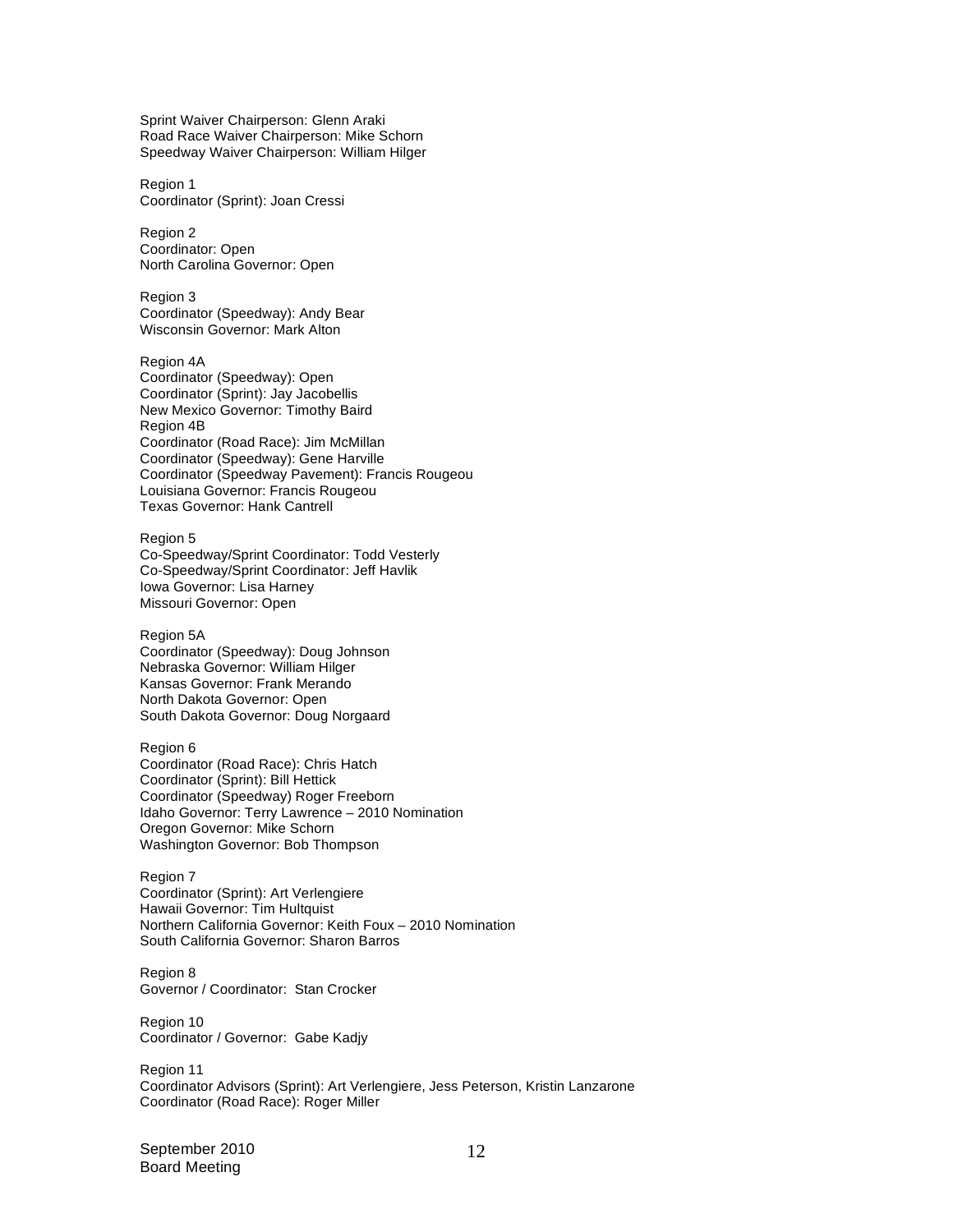Sprint Waiver Chairperson: Glenn Araki
Road Race Waiver Chairperson: Mike Schorn
Speedway Waiver Chairperson: William Hilger

Region 1
Coordinator (Sprint): Joan Cressi

Region 2
Coordinator: Open
North Carolina Governor: Open

Region 3
Coordinator (Speedway): Andy Bear
Wisconsin Governor: Mark Alton

Region 4A
Coordinator (Speedway): Open
Coordinator (Sprint): Jay Jacobellis
New Mexico Governor: Timothy Baird
Region 4B
Coordinator (Road Race): Jim McMillan
Coordinator (Speedway): Gene Harville
Coordinator (Speedway Pavement): Francis Rougeou
Louisiana Governor: Francis Rougeou
Texas Governor: Hank Cantrell

Region 5
Co-Speedway/Sprint Coordinator: Todd Vesterly
Co-Speedway/Sprint Coordinator: Jeff Havlik
Iowa Governor: Lisa Harney
Missouri Governor: Open

Region 5A
Coordinator (Speedway): Doug Johnson
Nebraska Governor: William Hilger
Kansas Governor: Frank Merando
North Dakota Governor: Open
South Dakota Governor: Doug Norgaard

Region 6
Coordinator (Road Race): Chris Hatch
Coordinator (Sprint): Bill Hettick
Coordinator (Speedway) Roger Freeborn
Idaho Governor: Terry Lawrence – 2010 Nomination
Oregon Governor: Mike Schorn
Washington Governor: Bob Thompson

Region 7
Coordinator (Sprint): Art Verlengiere
Hawaii Governor: Tim Hultquist
Northern California Governor: Keith Foux – 2010 Nomination
South California Governor: Sharon Barros

Region 8
Governor / Coordinator: Stan Crocker

Region 10
Coordinator / Governor: Gabe Kadjy

Region 11
Coordinator Advisors (Sprint): Art Verlengiere, Jess Peterson, Kristin Lanzarone
Coordinator (Road Race): Roger Miller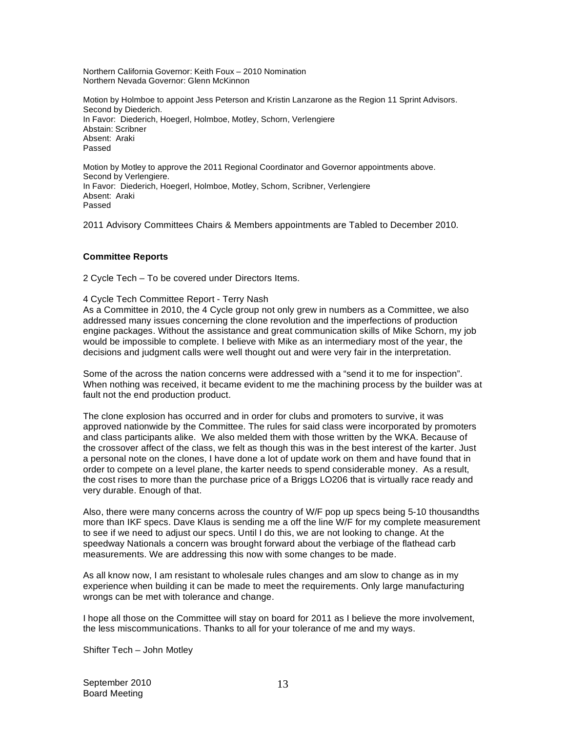Northern California Governor: Keith Foux – 2010 Nomination
Northern Nevada Governor: Glenn McKinnon

Motion by Holmboe to appoint Jess Peterson and Kristin Lanzarone as the Region 11 Sprint Advisors.
Second by Diederich.
In Favor: Diederich, Hoegerl, Holmboe, Motley, Schorn, Verlengiere
Abstain: Scribner
Absent: Araki
Passed

Motion by Motley to approve the 2011 Regional Coordinator and Governor appointments above.
Second by Verlengiere.
In Favor: Diederich, Hoegerl, Holmboe, Motley, Schorn, Scribner, Verlengiere
Absent: Araki
Passed

2011 Advisory Committees Chairs & Members appointments are Tabled to December 2010.

**Committee Reports**

2 Cycle Tech – To be covered under Directors Items.

4 Cycle Tech Committee Report - Terry Nash
As a Committee in 2010, the 4 Cycle group not only grew in numbers as a Committee, we also addressed many issues concerning the clone revolution and the imperfections of production engine packages. Without the assistance and great communication skills of Mike Schorn, my job would be impossible to complete. I believe with Mike as an intermediary most of the year, the decisions and judgment calls were well thought out and were very fair in the interpretation.

Some of the across the nation concerns were addressed with a "send it to me for inspection". When nothing was received, it became evident to me the machining process by the builder was at fault not the end production product.

The clone explosion has occurred and in order for clubs and promoters to survive, it was approved nationwide by the Committee. The rules for said class were incorporated by promoters and class participants alike. We also melded them with those written by the WKA. Because of the crossover affect of the class, we felt as though this was in the best interest of the karter. Just a personal note on the clones, I have done a lot of update work on them and have found that in order to compete on a level plane, the karter needs to spend considerable money. As a result, the cost rises to more than the purchase price of a Briggs LO206 that is virtually race ready and very durable. Enough of that.

Also, there were many concerns across the country of W/F pop up specs being 5-10 thousandths more than IKF specs. Dave Klaus is sending me a off the line W/F for my complete measurement to see if we need to adjust our specs. Until I do this, we are not looking to change. At the speedway Nationals a concern was brought forward about the verbiage of the flathead carb measurements. We are addressing this now with some changes to be made.

As all know now, I am resistant to wholesale rules changes and am slow to change as in my experience when building it can be made to meet the requirements. Only large manufacturing wrongs can be met with tolerance and change.

I hope all those on the Committee will stay on board for 2011 as I believe the more involvement, the less miscommunications. Thanks to all for your tolerance of me and my ways.

Shifter Tech – John Motley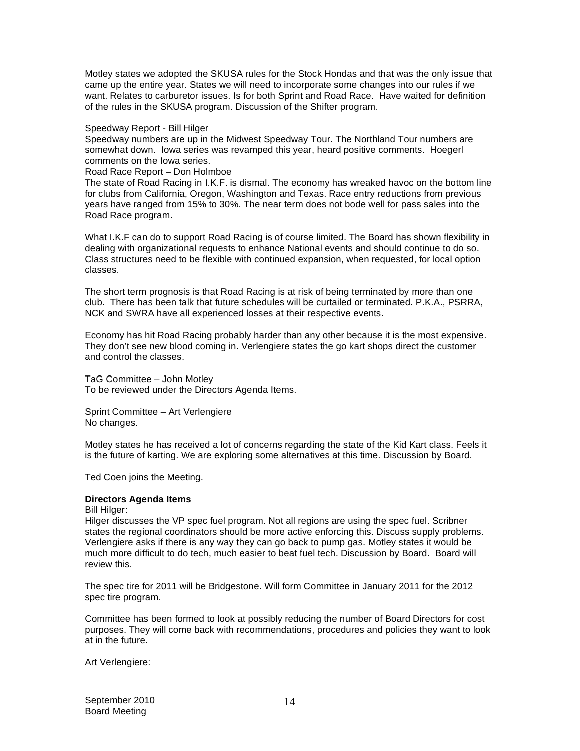Motley states we adopted the SKUSA rules for the Stock Hondas and that was the only issue that came up the entire year. States we will need to incorporate some changes into our rules if we want. Relates to carburetor issues. Is for both Sprint and Road Race. Have waited for definition of the rules in the SKUSA program. Discussion of the Shifter program.

Speedway Report - Bill Hilger
Speedway numbers are up in the Midwest Speedway Tour. The Northland Tour numbers are somewhat down. Iowa series was revamped this year, heard positive comments. Hoegerl comments on the Iowa series.
Road Race Report – Don Holmboe
The state of Road Racing in I.K.F. is dismal. The economy has wreaked havoc on the bottom line for clubs from California, Oregon, Washington and Texas. Race entry reductions from previous years have ranged from 15% to 30%. The near term does not bode well for pass sales into the Road Race program.

What I.K.F can do to support Road Racing is of course limited. The Board has shown flexibility in dealing with organizational requests to enhance National events and should continue to do so. Class structures need to be flexible with continued expansion, when requested, for local option classes.

The short term prognosis is that Road Racing is at risk of being terminated by more than one club. There has been talk that future schedules will be curtailed or terminated. P.K.A., PSRRA, NCK and SWRA have all experienced losses at their respective events.

Economy has hit Road Racing probably harder than any other because it is the most expensive. They don't see new blood coming in. Verlengiere states the go kart shops direct the customer and control the classes.

TaG Committee – John Motley
To be reviewed under the Directors Agenda Items.

Sprint Committee – Art Verlengiere
No changes.

Motley states he has received a lot of concerns regarding the state of the Kid Kart class. Feels it is the future of karting. We are exploring some alternatives at this time. Discussion by Board.

Ted Coen joins the Meeting.

**Directors Agenda Items**
Bill Hilger:
Hilger discusses the VP spec fuel program. Not all regions are using the spec fuel. Scribner states the regional coordinators should be more active enforcing this. Discuss supply problems. Verlengiere asks if there is any way they can go back to pump gas. Motley states it would be much more difficult to do tech, much easier to beat fuel tech. Discussion by Board. Board will review this.

The spec tire for 2011 will be Bridgestone. Will form Committee in January 2011 for the 2012 spec tire program.

Committee has been formed to look at possibly reducing the number of Board Directors for cost purposes. They will come back with recommendations, procedures and policies they want to look at in the future.

Art Verlengiere: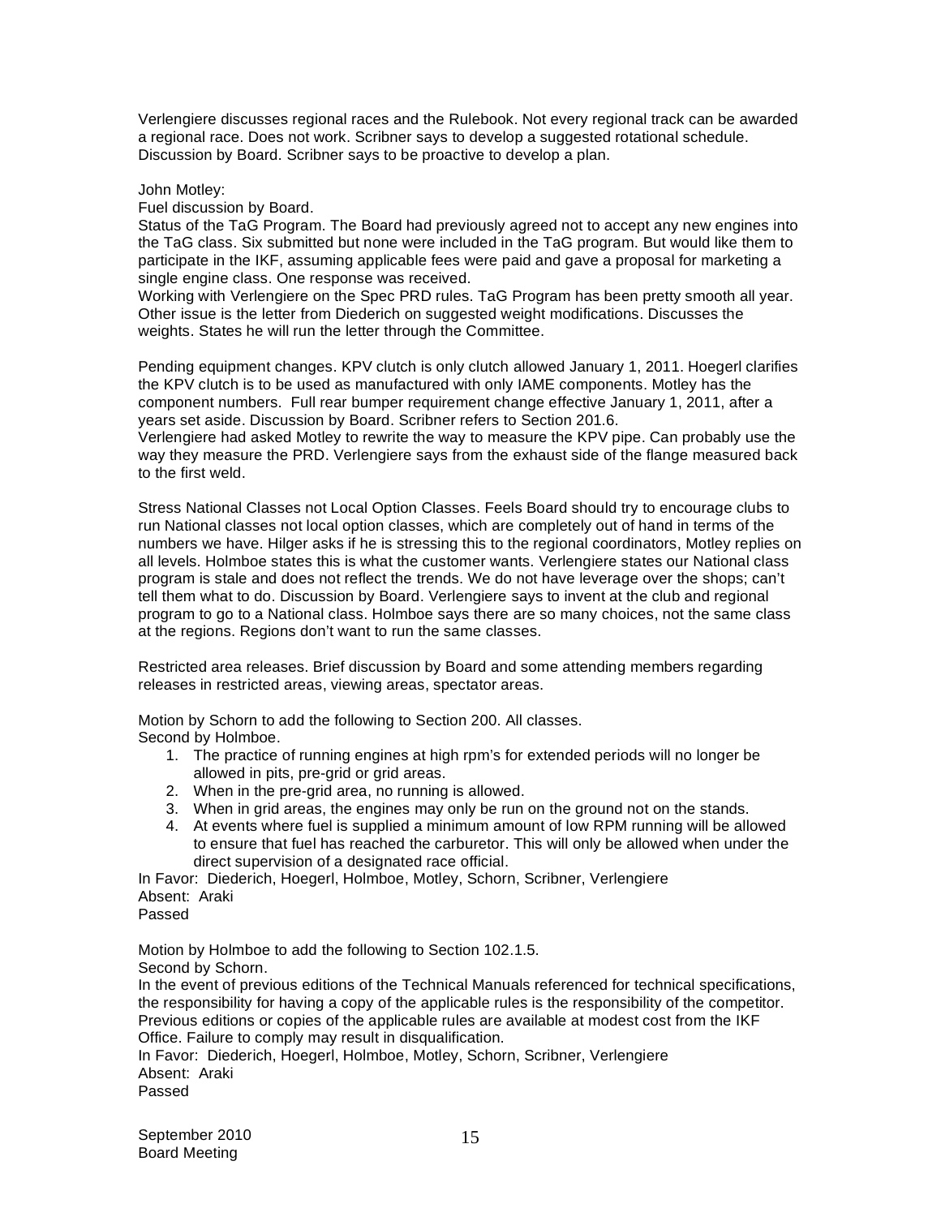Verlengiere discusses regional races and the Rulebook. Not every regional track can be awarded a regional race. Does not work. Scribner says to develop a suggested rotational schedule. Discussion by Board. Scribner says to be proactive to develop a plan.

John Motley:
Fuel discussion by Board.
Status of the TaG Program. The Board had previously agreed not to accept any new engines into the TaG class. Six submitted but none were included in the TaG program. But would like them to participate in the IKF, assuming applicable fees were paid and gave a proposal for marketing a single engine class. One response was received.
Working with Verlengiere on the Spec PRD rules. TaG Program has been pretty smooth all year. Other issue is the letter from Diederich on suggested weight modifications. Discusses the weights. States he will run the letter through the Committee.

Pending equipment changes. KPV clutch is only clutch allowed January 1, 2011. Hoegerl clarifies the KPV clutch is to be used as manufactured with only IAME components. Motley has the component numbers. Full rear bumper requirement change effective January 1, 2011, after a years set aside. Discussion by Board. Scribner refers to Section 201.6.
Verlengiere had asked Motley to rewrite the way to measure the KPV pipe. Can probably use the way they measure the PRD. Verlengiere says from the exhaust side of the flange measured back to the first weld.

Stress National Classes not Local Option Classes. Feels Board should try to encourage clubs to run National classes not local option classes, which are completely out of hand in terms of the numbers we have. Hilger asks if he is stressing this to the regional coordinators, Motley replies on all levels. Holmboe states this is what the customer wants. Verlengiere states our National class program is stale and does not reflect the trends. We do not have leverage over the shops; can't tell them what to do. Discussion by Board. Verlengiere says to invent at the club and regional program to go to a National class. Holmboe says there are so many choices, not the same class at the regions. Regions don't want to run the same classes.

Restricted area releases. Brief discussion by Board and some attending members regarding releases in restricted areas, viewing areas, spectator areas.

Motion by Schorn to add the following to Section 200. All classes.
Second by Holmboe.

1. The practice of running engines at high rpm's for extended periods will no longer be allowed in pits, pre-grid or grid areas.
2. When in the pre-grid area, no running is allowed.
3. When in grid areas, the engines may only be run on the ground not on the stands.
4. At events where fuel is supplied a minimum amount of low RPM running will be allowed to ensure that fuel has reached the carburetor. This will only be allowed when under the direct supervision of a designated race official.

In Favor: Diederich, Hoegerl, Holmboe, Motley, Schorn, Scribner, Verlengiere
Absent: Araki
Passed

Motion by Holmboe to add the following to Section 102.1.5.
Second by Schorn.
In the event of previous editions of the Technical Manuals referenced for technical specifications, the responsibility for having a copy of the applicable rules is the responsibility of the competitor. Previous editions or copies of the applicable rules are available at modest cost from the IKF Office. Failure to comply may result in disqualification.
In Favor: Diederich, Hoegerl, Holmboe, Motley, Schorn, Scribner, Verlengiere
Absent: Araki
Passed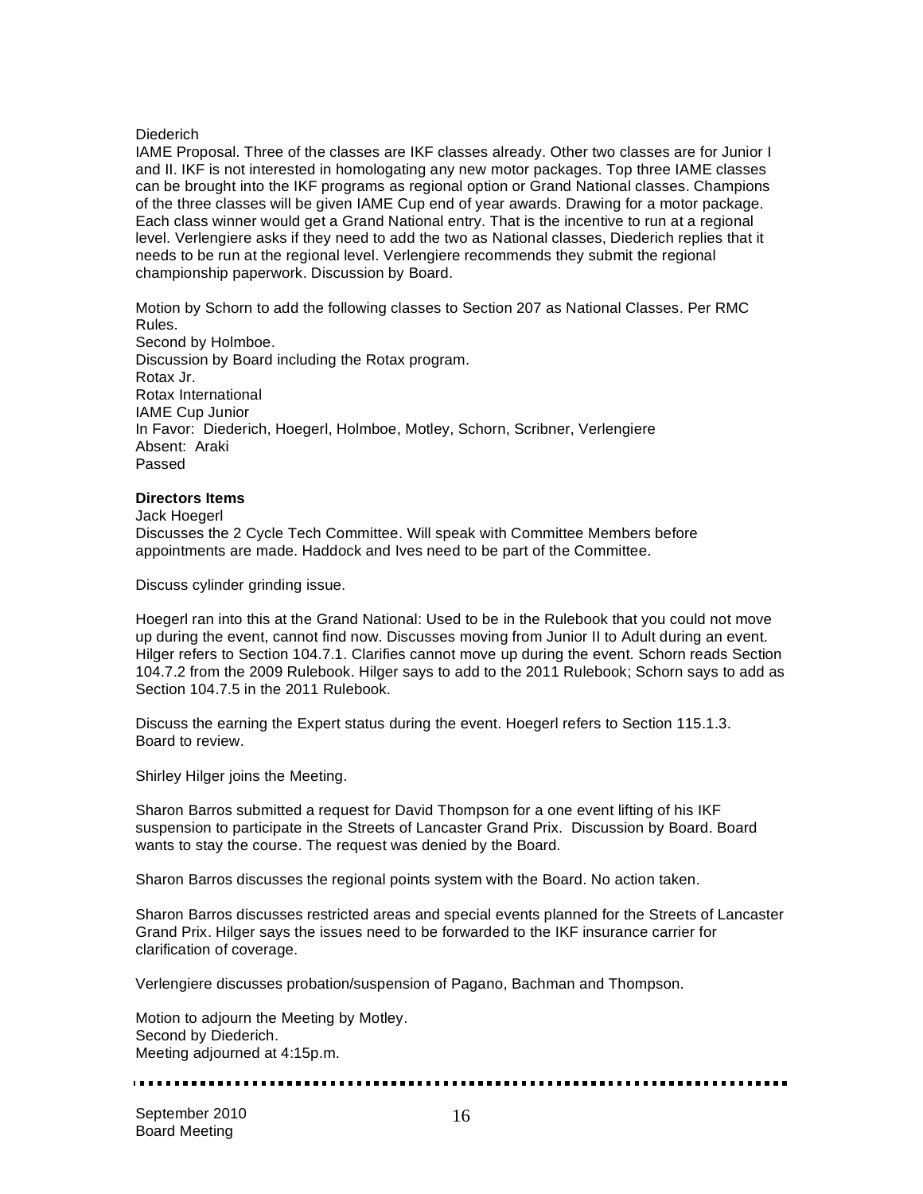Diederich
IAME Proposal. Three of the classes are IKF classes already. Other two classes are for Junior I and II. IKF is not interested in homologating any new motor packages. Top three IAME classes can be brought into the IKF programs as regional option or Grand National classes. Champions of the three classes will be given IAME Cup end of year awards. Drawing for a motor package. Each class winner would get a Grand National entry. That is the incentive to run at a regional level. Verlengiere asks if they need to add the two as National classes, Diederich replies that it needs to be run at the regional level. Verlengiere recommends they submit the regional championship paperwork. Discussion by Board.

Motion by Schorn to add the following classes to Section 207 as National Classes. Per RMC Rules.
Second by Holmboe.
Discussion by Board including the Rotax program.
Rotax Jr.
Rotax International
IAME Cup Junior
In Favor: Diederich, Hoegerl, Holmboe, Motley, Schorn, Scribner, Verlengiere
Absent: Araki
Passed

**Directors Items**
Jack Hoegerl
Discusses the 2 Cycle Tech Committee. Will speak with Committee Members before appointments are made. Haddock and Ives need to be part of the Committee.

Discuss cylinder grinding issue.

Hoegerl ran into this at the Grand National: Used to be in the Rulebook that you could not move up during the event, cannot find now. Discusses moving from Junior II to Adult during an event. Hilger refers to Section 104.7.1. Clarifies cannot move up during the event. Schorn reads Section 104.7.2 from the 2009 Rulebook. Hilger says to add to the 2011 Rulebook; Schorn says to add as Section 104.7.5 in the 2011 Rulebook.

Discuss the earning the Expert status during the event. Hoegerl refers to Section 115.1.3. Board to review.

Shirley Hilger joins the Meeting.

Sharon Barros submitted a request for David Thompson for a one event lifting of his IKF suspension to participate in the Streets of Lancaster Grand Prix. Discussion by Board. Board wants to stay the course. The request was denied by the Board.

Sharon Barros discusses the regional points system with the Board. No action taken.

Sharon Barros discusses restricted areas and special events planned for the Streets of Lancaster Grand Prix. Hilger says the issues need to be forwarded to the IKF insurance carrier for clarification of coverage.

Verlengiere discusses probation/suspension of Pagano, Bachman and Thompson.

Motion to adjourn the Meeting by Motley.
Second by Diederich.
Meeting adjourned at 4:15p.m.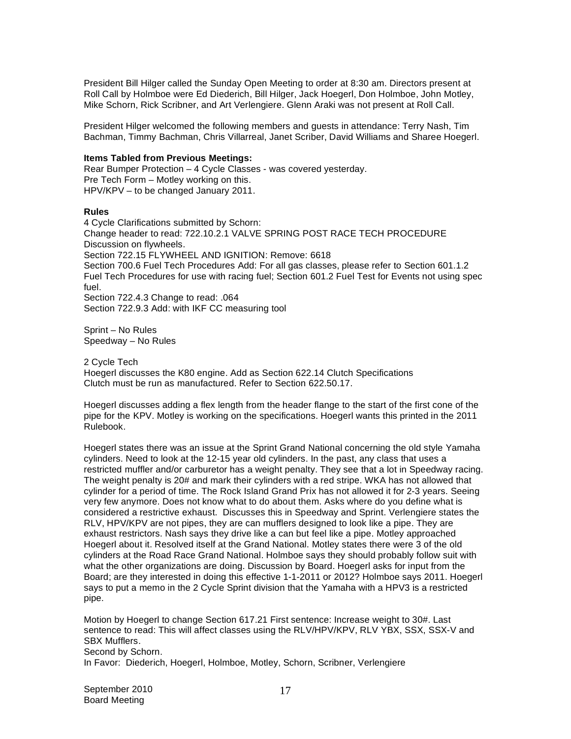President Bill Hilger called the Sunday Open Meeting to order at 8:30 am. Directors present at Roll Call by Holmboe were Ed Diederich, Bill Hilger, Jack Hoegerl, Don Holmboe, John Motley, Mike Schorn, Rick Scribner, and Art Verlengiere. Glenn Araki was not present at Roll Call.

President Hilger welcomed the following members and guests in attendance: Terry Nash, Tim Bachman, Timmy Bachman, Chris Villarreal, Janet Scriber, David Williams and Sharee Hoegerl.

**Items Tabled from Previous Meetings:**
Rear Bumper Protection – 4 Cycle Classes - was covered yesterday.
Pre Tech Form – Motley working on this.
HPV/KPV – to be changed January 2011.

**Rules**
4 Cycle Clarifications submitted by Schorn:
Change header to read: 722.10.2.1 VALVE SPRING POST RACE TECH PROCEDURE
Discussion on flywheels.
Section 722.15 FLYWHEEL AND IGNITION: Remove: 6618
Section 700.6 Fuel Tech Procedures Add: For all gas classes, please refer to Section 601.1.2 Fuel Tech Procedures for use with racing fuel; Section 601.2 Fuel Test for Events not using spec fuel.
Section 722.4.3 Change to read: .064
Section 722.9.3 Add: with IKF CC measuring tool

Sprint – No Rules
Speedway – No Rules

2 Cycle Tech
Hoegerl discusses the K80 engine. Add as Section 622.14 Clutch Specifications
Clutch must be run as manufactured. Refer to Section 622.50.17.

Hoegerl discusses adding a flex length from the header flange to the start of the first cone of the pipe for the KPV. Motley is working on the specifications. Hoegerl wants this printed in the 2011 Rulebook.

Hoegerl states there was an issue at the Sprint Grand National concerning the old style Yamaha cylinders. Need to look at the 12-15 year old cylinders. In the past, any class that uses a restricted muffler and/or carburetor has a weight penalty. They see that a lot in Speedway racing. The weight penalty is 20# and mark their cylinders with a red stripe. WKA has not allowed that cylinder for a period of time. The Rock Island Grand Prix has not allowed it for 2-3 years. Seeing very few anymore. Does not know what to do about them. Asks where do you define what is considered a restrictive exhaust. Discusses this in Speedway and Sprint. Verlengiere states the RLV, HPV/KPV are not pipes, they are can mufflers designed to look like a pipe. They are exhaust restrictors. Nash says they drive like a can but feel like a pipe. Motley approached Hoegerl about it. Resolved itself at the Grand National. Motley states there were 3 of the old cylinders at the Road Race Grand National. Holmboe says they should probably follow suit with what the other organizations are doing. Discussion by Board. Hoegerl asks for input from the Board; are they interested in doing this effective 1-1-2011 or 2012? Holmboe says 2011. Hoegerl says to put a memo in the 2 Cycle Sprint division that the Yamaha with a HPV3 is a restricted pipe.

Motion by Hoegerl to change Section 617.21 First sentence: Increase weight to 30#. Last sentence to read: This will affect classes using the RLV/HPV/KPV, RLV YBX, SSX, SSX-V and SBX Mufflers.
Second by Schorn.
In Favor: Diederich, Hoegerl, Holmboe, Motley, Schorn, Scribner, Verlengiere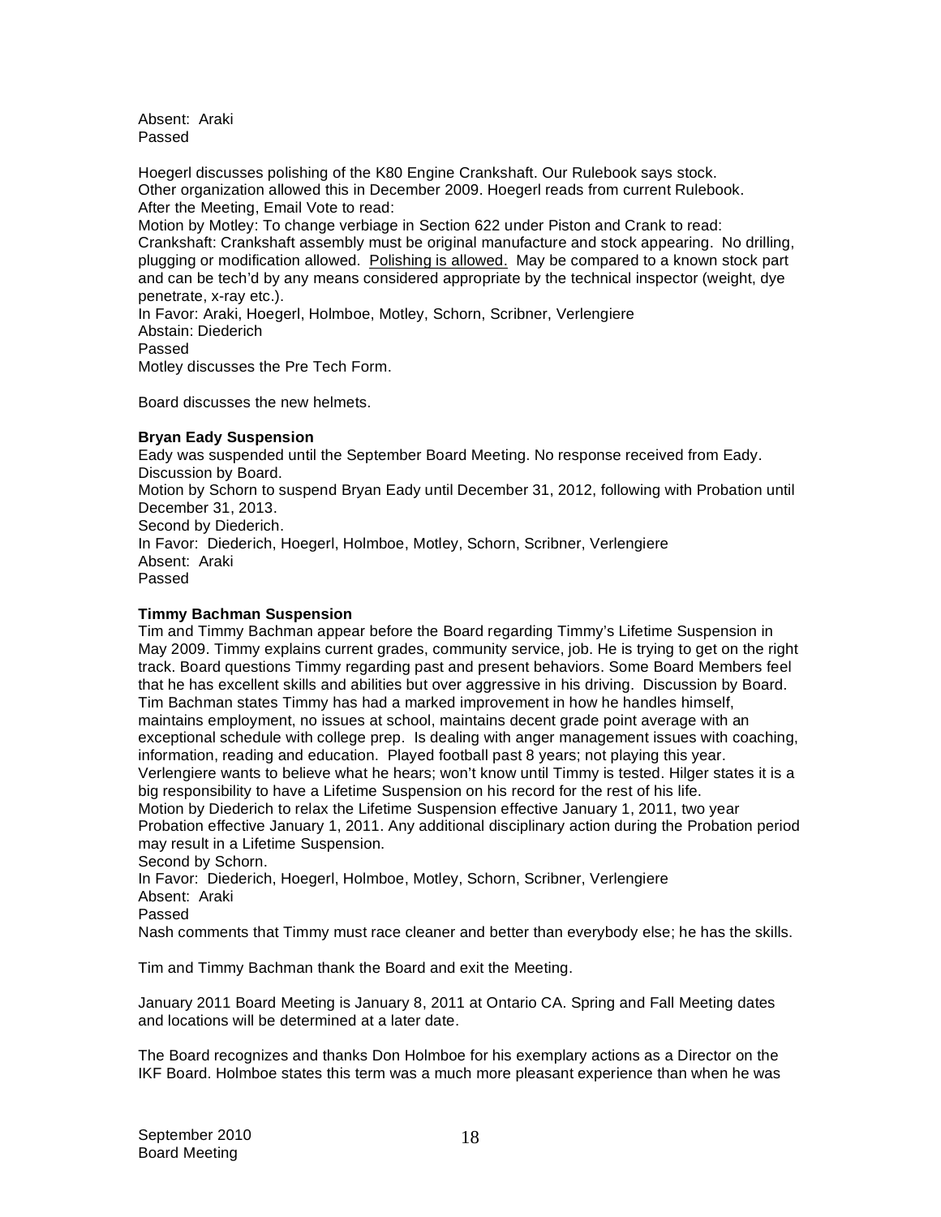Absent: Araki
Passed

Hoegerl discusses polishing of the K80 Engine Crankshaft. Our Rulebook says stock.
Other organization allowed this in December 2009. Hoegerl reads from current Rulebook.
After the Meeting, Email Vote to read:
Motion by Motley: To change verbiage in Section 622 under Piston and Crank to read:
Crankshaft: Crankshaft assembly must be original manufacture and stock appearing. No drilling, plugging or modification allowed. <u>Polishing is allowed.</u> May be compared to a known stock part and can be tech'd by any means considered appropriate by the technical inspector (weight, dye penetrate, x-ray etc.).
In Favor: Araki, Hoegerl, Holmboe, Motley, Schorn, Scribner, Verlengiere
Abstain: Diederich
Passed
Motley discusses the Pre Tech Form.

Board discusses the new helmets.

**Bryan Eady Suspension**
Eady was suspended until the September Board Meeting. No response received from Eady.
Discussion by Board.
Motion by Schorn to suspend Bryan Eady until December 31, 2012, following with Probation until December 31, 2013.
Second by Diederich.
In Favor: Diederich, Hoegerl, Holmboe, Motley, Schorn, Scribner, Verlengiere
Absent: Araki
Passed

**Timmy Bachman Suspension**
Tim and Timmy Bachman appear before the Board regarding Timmy's Lifetime Suspension in May 2009. Timmy explains current grades, community service, job. He is trying to get on the right track. Board questions Timmy regarding past and present behaviors. Some Board Members feel that he has excellent skills and abilities but over aggressive in his driving. Discussion by Board.
Tim Bachman states Timmy has had a marked improvement in how he handles himself, maintains employment, no issues at school, maintains decent grade point average with an exceptional schedule with college prep. Is dealing with anger management issues with coaching, information, reading and education. Played football past 8 years; not playing this year.
Verlengiere wants to believe what he hears; won't know until Timmy is tested. Hilger states it is a big responsibility to have a Lifetime Suspension on his record for the rest of his life.
Motion by Diederich to relax the Lifetime Suspension effective January 1, 2011, two year Probation effective January 1, 2011. Any additional disciplinary action during the Probation period may result in a Lifetime Suspension.
Second by Schorn.
In Favor: Diederich, Hoegerl, Holmboe, Motley, Schorn, Scribner, Verlengiere
Absent: Araki
Passed
Nash comments that Timmy must race cleaner and better than everybody else; he has the skills.

Tim and Timmy Bachman thank the Board and exit the Meeting.

January 2011 Board Meeting is January 8, 2011 at Ontario CA. Spring and Fall Meeting dates and locations will be determined at a later date.

The Board recognizes and thanks Don Holmboe for his exemplary actions as a Director on the IKF Board. Holmboe states this term was a much more pleasant experience than when he was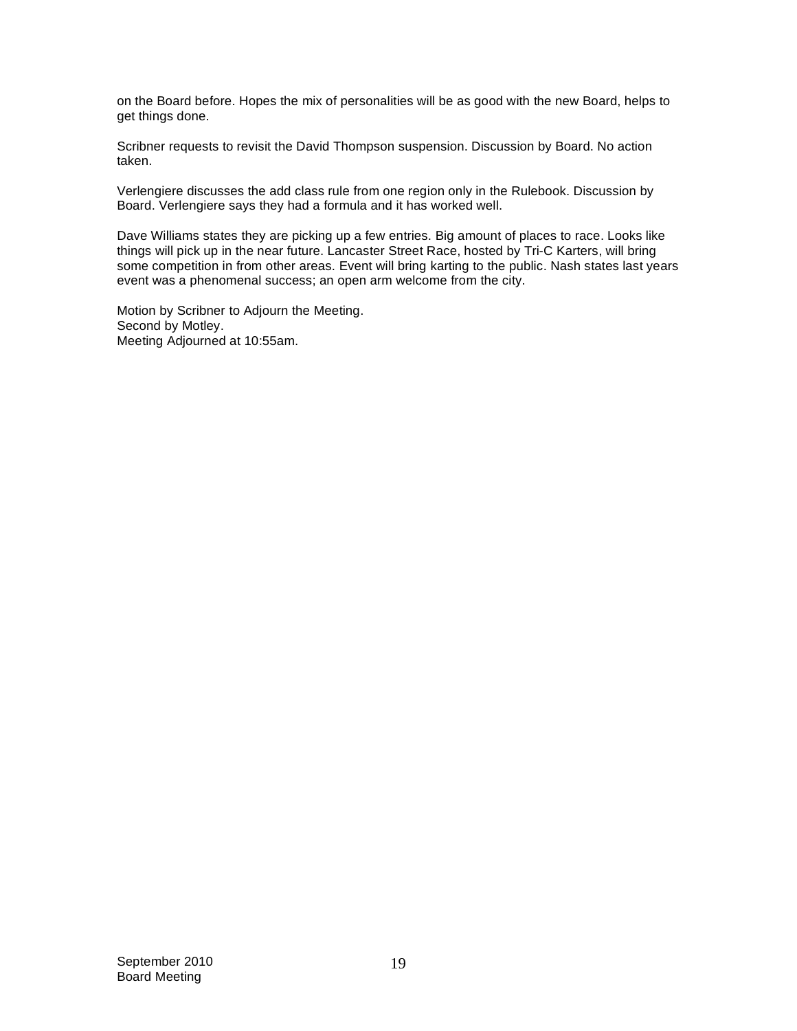on the Board before. Hopes the mix of personalities will be as good with the new Board, helps to get things done.

Scribner requests to revisit the David Thompson suspension. Discussion by Board. No action taken.

Verlengiere discusses the add class rule from one region only in the Rulebook. Discussion by Board. Verlengiere says they had a formula and it has worked well.

Dave Williams states they are picking up a few entries. Big amount of places to race. Looks like things will pick up in the near future. Lancaster Street Race, hosted by Tri-C Karters, will bring some competition in from other areas. Event will bring karting to the public. Nash states last years event was a phenomenal success; an open arm welcome from the city.

Motion by Scribner to Adjourn the Meeting.
Second by Motley.
Meeting Adjourned at 10:55am.